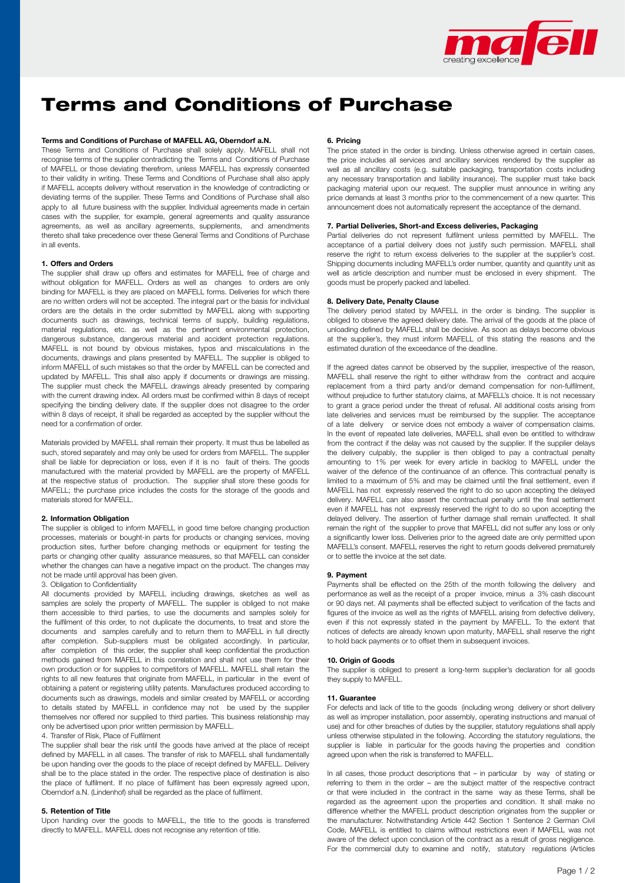# Terms and Conditions of Purchase

**Terms and Conditions of Purchase of MAFELL AG, Oberndorf a.N.**

These Terms and Conditions of Purchase shall solely apply. MAFELL shall not recognise terms of the supplier contradicting the Terms and Conditions of Purchase of MAFELL or those deviating therefrom, unless MAFELL has expressly consented to their validity in writing. These Terms and Conditions of Purchase shall also apply if MAFELL accepts delivery without reservation in the knowledge of contradicting or deviating terms of the supplier. These Terms and Conditions of Purchase shall also apply to all future business with the supplier. Individual agreements made in certain cases with the supplier, for example, general agreements and quality assurance agreements, as well as ancillary agreements, supplements, and amendments thereto shall take precedence over these General Terms and Conditions of Purchase in all events.

**1. Offers and Orders**

The supplier shall draw up offers and estimates for MAFELL free of charge and without obligation for MAFELL. Orders as well as changes to orders are only binding for MAFELL is they are placed on MAFELL forms. Deliveries for which there are no written orders will not be accepted. The integral part or the basis for individual orders are the details in the order submitted by MAFELL along with supporting documents such as drawings, technical terms of supply, building regulations, material regulations, etc. as well as the pertinent environmental protection, dangerous substance, dangerous material and accident protection regulations. MAFELL is not bound by obvious mistakes, typos and miscalculations in the documents, drawings and plans presented by MAFELL. The supplier is obliged to inform MAFELL of such mistakes so that the order by MAFELL can be corrected and updated by MAFELL. This shall also apply if documents or drawings are missing. The supplier must check the MAFELL drawings already presented by comparing with the current drawing index. All orders must be confirmed within 8 days of receipt specifying the binding delivery date. If the supplier does not disagree to the order within 8 days of receipt, it shall be regarded as accepted by the supplier without the need for a confirmation of order.

Materials provided by MAFELL shall remain their property. It must thus be labelled as such, stored separately and may only be used for orders from MAFELL. The supplier shall be liable for depreciation or loss, even if it is no fault of theirs. The goods manufactured with the material provided by MAFELL are the property of MAFELL at the respective status of production. The supplier shall store these goods for MAFELL; the purchase price includes the costs for the storage of the goods and materials stored for MAFELL.

**2. Information Obligation**

The supplier is obliged to inform MAFELL in good time before changing production processes, materials or bought-in parts for products or changing services, moving production sites, further before changing methods or equipment for testing the parts or changing other quality assurance measures, so that MAFELL can consider whether the changes can have a negative impact on the product. The changes may not be made until approval has been given.

3. Obligation to Confidentiality

All documents provided by MAFELL including drawings, sketches as well as samples are solely the property of MAFELL. The supplier is obliged to not make them accessible to third parties, to use the documents and samples solely for the fulfilment of this order, to not duplicate the documents, to treat and store the documents and samples carefully and to return them to MAFELL in full directly after completion. Sub-suppliers must be obligated accordingly. In particular, after completion of this order, the supplier shall keep confidential the production methods gained from MAFELL in this correlation and shall not use them for their own production or for supplies to competitors of MAFELL. MAFELL shall retain the rights to all new features that originate from MAFELL, in particular in the event of obtaining a patent or registering utility patents. Manufactures produced according to documents such as drawings, models and similar created by MAFELL or according to details stated by MAFELL in confidence may not be used by the supplier themselves nor offered nor supplied to third parties. This business relationship may only be advertised upon prior written permission by MAFELL.

4. Transfer of Risk, Place of Fulfilment

The supplier shall bear the risk until the goods have arrived at the place of receipt defined by MAFELL in all cases. The transfer of risk to MAFELL shall fundamentally be upon handing over the goods to the place of receipt defined by MAFELL. Delivery shall be to the place stated in the order. The respective place of destination is also the place of fulfilment. If no place of fulfilment has been expressly agreed upon, Oberndorf a.N. (Lindenhof) shall be regarded as the place of fulfilment.

**5. Retention of Title**

Upon handing over the goods to MAFELL, the title to the goods is transferred directly to MAFELL. MAFELL does not recognise any retention of title.

**6. Pricing**

The price stated in the order is binding. Unless otherwise agreed in certain cases, the price includes all services and ancillary services rendered by the supplier as well as all ancillary costs (e.g. suitable packaging, transportation costs including any necessary transportation and liability insurance). The supplier must take back packaging material upon our request. The supplier must announce in writing any price demands at least 3 months prior to the commencement of a new quarter. This announcement does not automatically represent the acceptance of the demand.

**7. Partial Deliveries, Short-and Excess deliveries, Packaging**

Partial deliveries do not represent fulfilment unless permitted by MAFELL. The acceptance of a partial delivery does not justify such permission. MAFELL shall reserve the right to return excess deliveries to the supplier at the supplier's cost. Shipping documents including MAFELL's order number, quantity and quantity unit as well as article description and number must be enclosed in every shipment. The goods must be properly packed and labelled.

**8. Delivery Date, Penalty Clause**

The delivery period stated by MAFELL in the order is binding. The supplier is obliged to observe the agreed delivery date. The arrival of the goods at the place of unloading defined by MAFELL shall be decisive. As soon as delays become obvious at the supplier's, they must inform MAFELL of this stating the reasons and the estimated duration of the exceedance of the deadline.

If the agreed dates cannot be observed by the supplier, irrespective of the reason, MAFELL shall reserve the right to either withdraw from the contract and acquire replacement from a third party and/or demand compensation for non-fulfilment, without prejudice to further statutory claims, at MAFELL's choice. It is not necessary to grant a grace period under the threat of refusal. All additional costs arising from late deliveries and services must be reimbursed by the supplier. The acceptance of a late delivery or service does not embody a waiver of compensation claims. In the event of repeated late deliveries, MAFELL shall even be entitled to withdraw from the contract if the delay was not caused by the supplier. If the supplier delays the delivery culpably, the supplier is then obliged to pay a contractual penalty amounting to 1% per week for every article in backlog to MAFELL under the waiver of the defence of the continuance of an offence. This contractual penalty is limited to a maximum of 5% and may be claimed until the final settlement, even if MAFELL has not expressly reserved the right to do so upon accepting the delayed delivery. MAFELL can also assert the contractual penalty until the final settlement even if MAFELL has not expressly reserved the right to do so upon accepting the delayed delivery. The assertion of further damage shall remain unaffected. It shall remain the right of the supplier to prove that MAFELL did not suffer any loss or only a significantly lower loss. Deliveries prior to the agreed date are only permitted upon MAFELL's consent. MAFELL reserves the right to return goods delivered prematurely or to settle the invoice at the set date.

**9. Payment**

Payments shall be effected on the 25th of the month following the delivery and performance as well as the receipt of a proper invoice, minus a 3% cash discount or 90 days net. All payments shall be effected subject to verification of the facts and figures of the invoice as well as the rights of MAFELL arising from defective delivery, even if this not expressly stated in the payment by MAFELL. To the extent that notices of defects are already known upon maturity, MAFELL shall reserve the right to hold back payments or to offset them in subsequent invoices.

**10. Origin of Goods**

The supplier is obliged to present a long-term supplier's declaration for all goods they supply to MAFELL.

**11. Guarantee**

For defects and lack of title to the goods (including wrong delivery or short delivery as well as improper installation, poor assembly, operating instructions and manual of use) and for other breaches of duties by the supplier, statutory regulations shall apply unless otherwise stipulated in the following. According the statutory regulations, the supplier is liable in particular for the goods having the properties and condition agreed upon when the risk is transferred to MAFELL.

In all cases, those product descriptions that – in particular by way of stating or referring to them in the order – are the subject matter of the respective contract or that were included in the contract in the same way as these Terms, shall be regarded as the agreement upon the properties and condition. It shall make no difference whether the MAFELL product description originates from the supplier or the manufacturer. Notwithstanding Article 442 Section 1 Sentence 2 German Civil Code, MAFELL is entitled to claims without restrictions even if MAFELL was not aware of the defect upon conclusion of the contract as a result of gross negligence. For the commercial duty to examine and notify, statutory regulations (Articles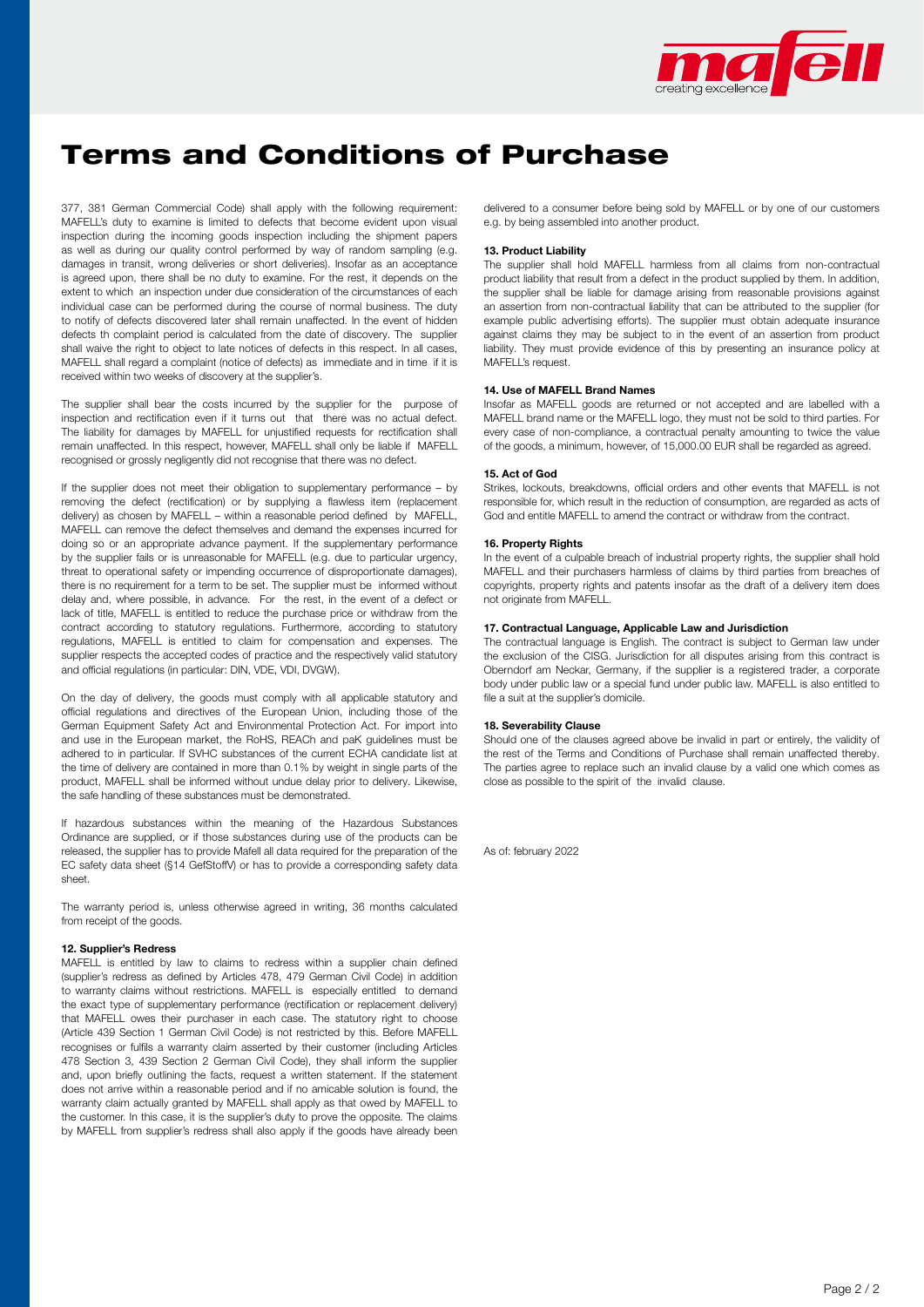# Terms and Conditions of Purchase

377, 381 German Commercial Code) shall apply with the following requirement: MAFELL's duty to examine is limited to defects that become evident upon visual inspection during the incoming goods inspection including the shipment papers as well as during our quality control performed by way of random sampling (e.g. damages in transit, wrong deliveries or short deliveries). Insofar as an acceptance is agreed upon, there shall be no duty to examine. For the rest, it depends on the extent to which an inspection under due consideration of the circumstances of each individual case can be performed during the course of normal business. The duty to notify of defects discovered later shall remain unaffected. In the event of hidden defects th complaint period is calculated from the date of discovery. The supplier shall waive the right to object to late notices of defects in this respect. In all cases, MAFELL shall regard a complaint (notice of defects) as immediate and in time if it is received within two weeks of discovery at the supplier's.

The supplier shall bear the costs incurred by the supplier for the purpose of inspection and rectification even if it turns out that there was no actual defect. The liability for damages by MAFELL for unjustified requests for rectification shall remain unaffected. In this respect, however, MAFELL shall only be liable if MAFELL recognised or grossly negligently did not recognise that there was no defect.

If the supplier does not meet their obligation to supplementary performance – by removing the defect (rectification) or by supplying a flawless item (replacement delivery) as chosen by MAFELL – within a reasonable period defined by MAFELL, MAFELL can remove the defect themselves and demand the expenses incurred for doing so or an appropriate advance payment. If the supplementary performance by the supplier fails or is unreasonable for MAFELL (e.g. due to particular urgency, threat to operational safety or impending occurrence of disproportionate damages), there is no requirement for a term to be set. The supplier must be informed without delay and, where possible, in advance. For the rest, in the event of a defect or lack of title, MAFELL is entitled to reduce the purchase price or withdraw from the contract according to statutory regulations. Furthermore, according to statutory regulations, MAFELL is entitled to claim for compensation and expenses. The supplier respects the accepted codes of practice and the respectively valid statutory and official regulations (in particular: DIN, VDE, VDI, DVGW).

On the day of delivery, the goods must comply with all applicable statutory and official regulations and directives of the European Union, including those of the German Equipment Safety Act and Environmental Protection Act. For import into and use in the European market, the RoHS, REACh and paK guidelines must be adhered to in particular. If SVHC substances of the current ECHA candidate list at the time of delivery are contained in more than 0.1% by weight in single parts of the product, MAFELL shall be informed without undue delay prior to delivery. Likewise, the safe handling of these substances must be demonstrated.

If hazardous substances within the meaning of the Hazardous Substances Ordinance are supplied, or if those substances during use of the products can be released, the supplier has to provide Mafell all data required for the preparation of the EC safety data sheet (§14 GefStoffV) or has to provide a corresponding safety data sheet.

The warranty period is, unless otherwise agreed in writing, 36 months calculated from receipt of the goods.

### 12. Supplier's Redress

MAFELL is entitled by law to claims to redress within a supplier chain defined (supplier's redress as defined by Articles 478, 479 German Civil Code) in addition to warranty claims without restrictions. MAFELL is especially entitled to demand the exact type of supplementary performance (rectification or replacement delivery) that MAFELL owes their purchaser in each case. The statutory right to choose (Article 439 Section 1 German Civil Code) is not restricted by this. Before MAFELL recognises or fulfils a warranty claim asserted by their customer (including Articles 478 Section 3, 439 Section 2 German Civil Code), they shall inform the supplier and, upon briefly outlining the facts, request a written statement. If the statement does not arrive within a reasonable period and if no amicable solution is found, the warranty claim actually granted by MAFELL shall apply as that owed by MAFELL to the customer. In this case, it is the supplier's duty to prove the opposite. The claims by MAFELL from supplier's redress shall also apply if the goods have already been delivered to a consumer before being sold by MAFELL or by one of our customers e.g. by being assembled into another product.

### 13. Product Liability

The supplier shall hold MAFELL harmless from all claims from non-contractual product liability that result from a defect in the product supplied by them. In addition, the supplier shall be liable for damage arising from reasonable provisions against an assertion from non-contractual liability that can be attributed to the supplier (for example public advertising efforts). The supplier must obtain adequate insurance against claims they may be subject to in the event of an assertion from product liability. They must provide evidence of this by presenting an insurance policy at MAFELL's request.

### 14. Use of MAFELL Brand Names

Insofar as MAFELL goods are returned or not accepted and are labelled with a MAFELL brand name or the MAFELL logo, they must not be sold to third parties. For every case of non-compliance, a contractual penalty amounting to twice the value of the goods, a minimum, however, of 15,000.00 EUR shall be regarded as agreed.

### 15. Act of God

Strikes, lockouts, breakdowns, official orders and other events that MAFELL is not responsible for, which result in the reduction of consumption, are regarded as acts of God and entitle MAFELL to amend the contract or withdraw from the contract.

### 16. Property Rights

In the event of a culpable breach of industrial property rights, the supplier shall hold MAFELL and their purchasers harmless of claims by third parties from breaches of copyrights, property rights and patents insofar as the draft of a delivery item does not originate from MAFELL.

### 17. Contractual Language, Applicable Law and Jurisdiction

The contractual language is English. The contract is subject to German law under the exclusion of the CISG. Jurisdiction for all disputes arising from this contract is Oberndorf am Neckar, Germany, if the supplier is a registered trader, a corporate body under public law or a special fund under public law. MAFELL is also entitled to file a suit at the supplier's domicile.

### 18. Severability Clause

Should one of the clauses agreed above be invalid in part or entirely, the validity of the rest of the Terms and Conditions of Purchase shall remain unaffected thereby. The parties agree to replace such an invalid clause by a valid one which comes as close as possible to the spirit of the invalid clause.

As of: february 2022